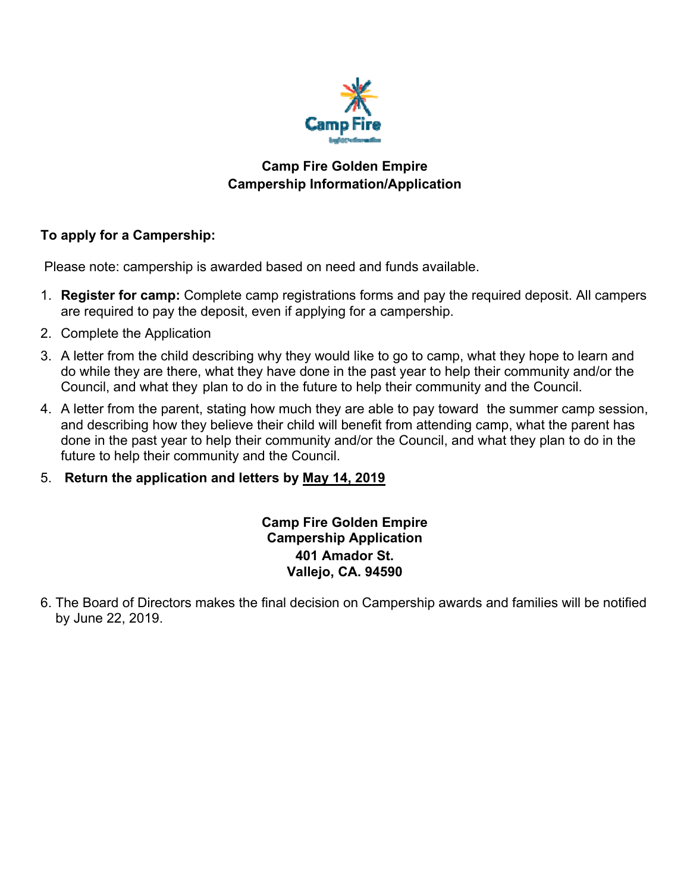# Camp Fire Golden Empire
## Campership Information/Application

**To apply for a Campership:**

Please note: campership is awarded based on need and funds available.

1. **Register for camp:** Complete camp registrations forms and pay the required deposit. All campers are required to pay the deposit, even if applying for a campership.
2. Complete the Application
3. A letter from the child describing why they would like to go to camp, what they hope to learn and do while they are there, what they have done in the past year to help their community and/or the Council, and what they plan to do in the future to help their community and the Council.
4. A letter from the parent, stating how much they are able to pay toward the summer camp session, and describing how they believe their child will benefit from attending camp, what the parent has done in the past year to help their community and/or the Council, and what they plan to do in the future to help their community and the Council.
5. **Return the application and letters by <u>May 14, 2019</u>**

**Camp Fire Golden Empire**
**Campership Application**
**401 Amador St.**
**Vallejo, CA. 94590**

6. The Board of Directors makes the final decision on Campership awards and families will be notified by June 22, 2019.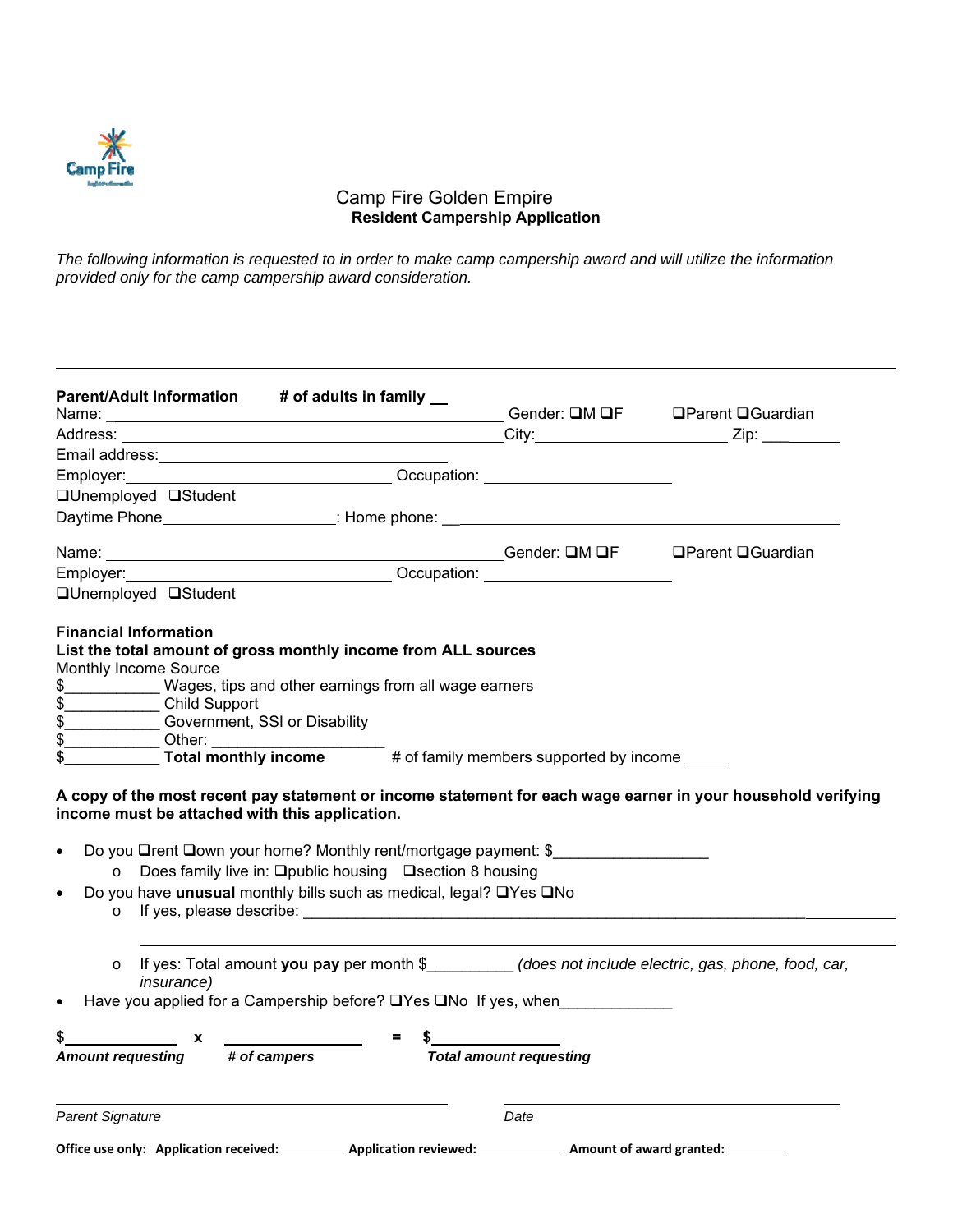Camp Fire Golden Empire

**Resident Campership Application**

*The following information is requested to in order to make camp campership award and will utilize the information provided only for the camp campership award consideration.*

---

**Parent/Adult Information** **# of adults in family __**

Name: ______________________________ Gender: ❑M ❑F ❑Parent ❑Guardian

Address: ______________________________ City: ______________ Zip: ________

Email address: ______________________________

Employer: ______________________ Occupation: ______________________

❑Unemployed ❑Student

Daytime Phone ______________________: Home phone: ______________________

Name: ______________________________ Gender: ❑M ❑F ❑Parent ❑Guardian

Employer: ______________________ Occupation: ______________________

❑Unemployed ❑Student

**Financial Information**

**List the total amount of gross monthly income from ALL sources**

Monthly Income Source

$___________ Wages, tips and other earnings from all wage earners

$___________ Child Support

$___________ Government, SSI or Disability

$___________ Other: ____________________

**$___________ Total monthly income** # of family members supported by income _____

**A copy of the most recent pay statement or income statement for each wage earner in your household verifying income must be attached with this application.**

- Do you ❑rent ❑own your home? Monthly rent/mortgage payment: $_________________
  - Does family live in: ❑public housing ❑section 8 housing
- Do you have **unusual** monthly bills such as medical, legal? ❑Yes ❑No
  - If yes, please describe: ______________________________________________

    ______________________________________________
  - If yes: Total amount **you pay** per month $__________ *(does not include electric, gas, phone, food, car, insurance)*
- Have you applied for a Campership before? ❑Yes ❑No If yes, when_____________

$_____________ x _______________ = $_______________

***Amount requesting*** ***# of campers*** ***Total amount requesting***

______________________________ ______________________________

*Parent Signature* *Date*

**Office use only: Application received:** _________ **Application reviewed:** ___________ **Amount of award granted:**________